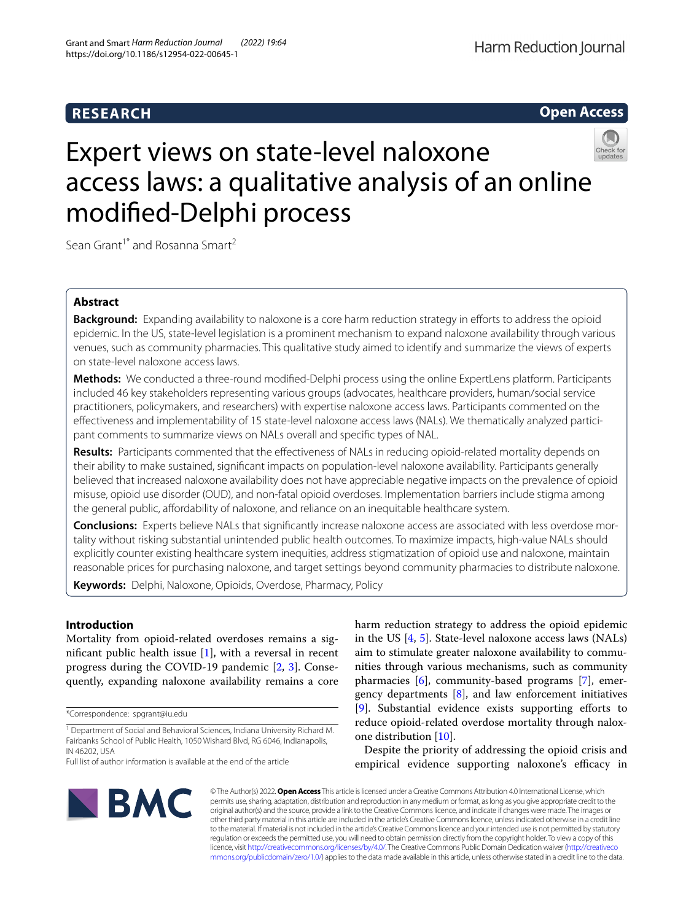RESEARCH

Open Access

# Expert views on state-level naloxone access laws: a qualitative analysis of an online modified-Delphi process

Sean Grant[1*] and Rosanna Smart[2]

## Abstract

**Background:** Expanding availability to naloxone is a core harm reduction strategy in efforts to address the opioid epidemic. In the US, state-level legislation is a prominent mechanism to expand naloxone availability through various venues, such as community pharmacies. This qualitative study aimed to identify and summarize the views of experts on state-level naloxone access laws.

**Methods:** We conducted a three-round modified-Delphi process using the online ExpertLens platform. Participants included 46 key stakeholders representing various groups (advocates, healthcare providers, human/social service practitioners, policymakers, and researchers) with expertise naloxone access laws. Participants commented on the effectiveness and implementability of 15 state-level naloxone access laws (NALs). We thematically analyzed participant comments to summarize views on NALs overall and specific types of NAL.

**Results:** Participants commented that the effectiveness of NALs in reducing opioid-related mortality depends on their ability to make sustained, significant impacts on population-level naloxone availability. Participants generally believed that increased naloxone availability does not have appreciable negative impacts on the prevalence of opioid misuse, opioid use disorder (OUD), and non-fatal opioid overdoses. Implementation barriers include stigma among the general public, affordability of naloxone, and reliance on an inequitable healthcare system.

**Conclusions:** Experts believe NALs that significantly increase naloxone access are associated with less overdose mortality without risking substantial unintended public health outcomes. To maximize impacts, high-value NALs should explicitly counter existing healthcare system inequities, address stigmatization of opioid use and naloxone, maintain reasonable prices for purchasing naloxone, and target settings beyond community pharmacies to distribute naloxone.

**Keywords:** Delphi, Naloxone, Opioids, Overdose, Pharmacy, Policy

## Introduction

Mortality from opioid-related overdoses remains a significant public health issue [1], with a reversal in recent progress during the COVID-19 pandemic [2, 3]. Consequently, expanding naloxone availability remains a core harm reduction strategy to address the opioid epidemic in the US [4, 5]. State-level naloxone access laws (NALs) aim to stimulate greater naloxone availability to communities through various mechanisms, such as community pharmacies [6], community-based programs [7], emergency departments [8], and law enforcement initiatives [9]. Substantial evidence exists supporting efforts to reduce opioid-related overdose mortality through naloxone distribution [10].

Despite the priority of addressing the opioid crisis and empirical evidence supporting naloxone's efficacy in

*Correspondence: spgrant@iu.edu

[1] Department of Social and Behavioral Sciences, Indiana University Richard M. Fairbanks School of Public Health, 1050 Wishard Blvd, RG 6046, Indianapolis, IN 46202, USA

Full list of author information is available at the end of the article

© The Author(s) 2022. **Open Access** This article is licensed under a Creative Commons Attribution 4.0 International License, which permits use, sharing, adaptation, distribution and reproduction in any medium or format, as long as you give appropriate credit to the original author(s) and the source, provide a link to the Creative Commons licence, and indicate if changes were made. The images or other third party material in this article are included in the article's Creative Commons licence, unless indicated otherwise in a credit line to the material. If material is not included in the article's Creative Commons licence and your intended use is not permitted by statutory regulation or exceeds the permitted use, you will need to obtain permission directly from the copyright holder. To view a copy of this licence, visit http://creativecommons.org/licenses/by/4.0/. The Creative Commons Public Domain Dedication waiver (http://creativecommons.org/publicdomain/zero/1.0/) applies to the data made available in this article, unless otherwise stated in a credit line to the data.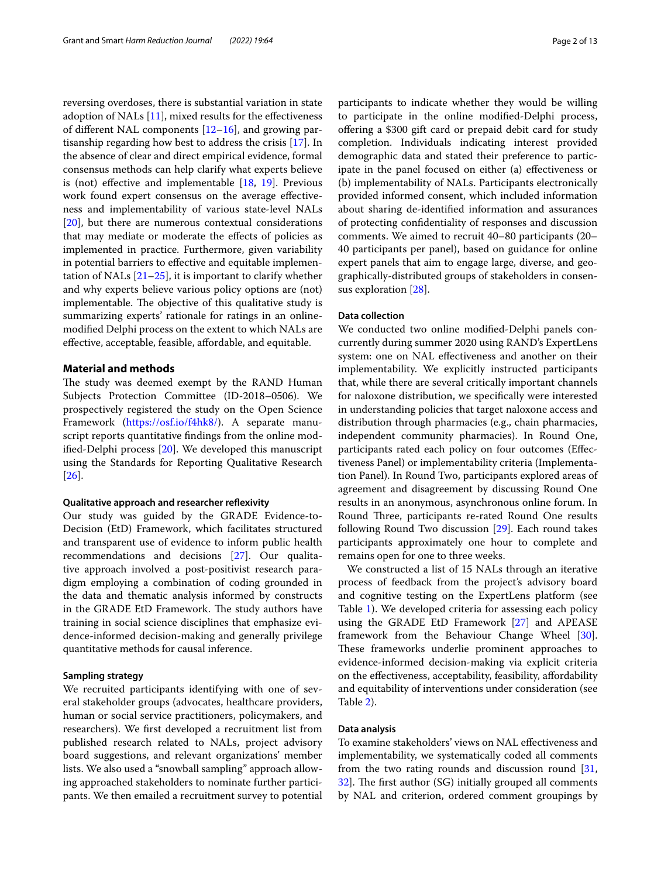reversing overdoses, there is substantial variation in state adoption of NALs [11], mixed results for the effectiveness of different NAL components [12–16], and growing partisanship regarding how best to address the crisis [17]. In the absence of clear and direct empirical evidence, formal consensus methods can help clarify what experts believe is (not) effective and implementable [18, 19]. Previous work found expert consensus on the average effectiveness and implementability of various state-level NALs [20], but there are numerous contextual considerations that may mediate or moderate the effects of policies as implemented in practice. Furthermore, given variability in potential barriers to effective and equitable implementation of NALs [21–25], it is important to clarify whether and why experts believe various policy options are (not) implementable. The objective of this qualitative study is summarizing experts' rationale for ratings in an online-modified Delphi process on the extent to which NALs are effective, acceptable, feasible, affordable, and equitable.

## Material and methods

The study was deemed exempt by the RAND Human Subjects Protection Committee (ID-2018–0506). We prospectively registered the study on the Open Science Framework (https://osf.io/f4hk8/). A separate manuscript reports quantitative findings from the online modified-Delphi process [20]. We developed this manuscript using the Standards for Reporting Qualitative Research [26].

### Qualitative approach and researcher reflexivity

Our study was guided by the GRADE Evidence-to-Decision (EtD) Framework, which facilitates structured and transparent use of evidence to inform public health recommendations and decisions [27]. Our qualitative approach involved a post-positivist research paradigm employing a combination of coding grounded in the data and thematic analysis informed by constructs in the GRADE EtD Framework. The study authors have training in social science disciplines that emphasize evidence-informed decision-making and generally privilege quantitative methods for causal inference.

### Sampling strategy

We recruited participants identifying with one of several stakeholder groups (advocates, healthcare providers, human or social service practitioners, policymakers, and researchers). We first developed a recruitment list from published research related to NALs, project advisory board suggestions, and relevant organizations' member lists. We also used a "snowball sampling" approach allowing approached stakeholders to nominate further participants. We then emailed a recruitment survey to potential participants to indicate whether they would be willing to participate in the online modified-Delphi process, offering a $300 gift card or prepaid debit card for study completion. Individuals indicating interest provided demographic data and stated their preference to participate in the panel focused on either (a) effectiveness or (b) implementability of NALs. Participants electronically provided informed consent, which included information about sharing de-identified information and assurances of protecting confidentiality of responses and discussion comments. We aimed to recruit 40–80 participants (20–40 participants per panel), based on guidance for online expert panels that aim to engage large, diverse, and geographically-distributed groups of stakeholders in consensus exploration [28].

### Data collection

We conducted two online modified-Delphi panels concurrently during summer 2020 using RAND's ExpertLens system: one on NAL effectiveness and another on their implementability. We explicitly instructed participants that, while there are several critically important channels for naloxone distribution, we specifically were interested in understanding policies that target naloxone access and distribution through pharmacies (e.g., chain pharmacies, independent community pharmacies). In Round One, participants rated each policy on four outcomes (Effectiveness Panel) or implementability criteria (Implementation Panel). In Round Two, participants explored areas of agreement and disagreement by discussing Round One results in an anonymous, asynchronous online forum. In Round Three, participants re-rated Round One results following Round Two discussion [29]. Each round takes participants approximately one hour to complete and remains open for one to three weeks.

We constructed a list of 15 NALs through an iterative process of feedback from the project's advisory board and cognitive testing on the ExpertLens platform (see Table 1). We developed criteria for assessing each policy using the GRADE EtD Framework [27] and APEASE framework from the Behaviour Change Wheel [30]. These frameworks underlie prominent approaches to evidence-informed decision-making via explicit criteria on the effectiveness, acceptability, feasibility, affordability and equitability of interventions under consideration (see Table 2).

### Data analysis

To examine stakeholders' views on NAL effectiveness and implementability, we systematically coded all comments from the two rating rounds and discussion round [31, 32]. The first author (SG) initially grouped all comments by NAL and criterion, ordered comment groupings by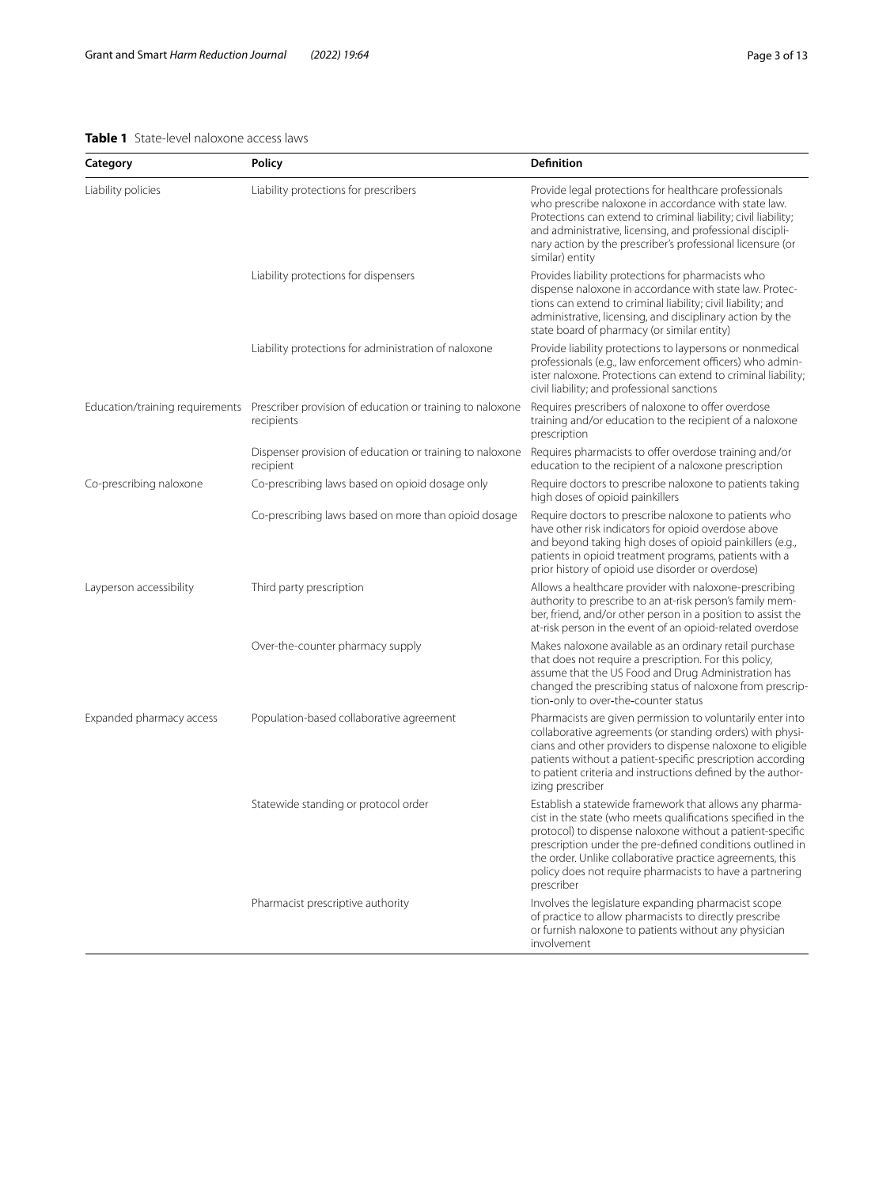**Table 1** State-level naloxone access laws

| Category | Policy | Definition |
|---|---|---|
| Liability policies | Liability protections for prescribers | Provide legal protections for healthcare professionals who prescribe naloxone in accordance with state law. Protections can extend to criminal liability; civil liability; and administrative, licensing, and professional disciplinary action by the prescriber's professional licensure (or similar) entity |
| | Liability protections for dispensers | Provides liability protections for pharmacists who dispense naloxone in accordance with state law. Protections can extend to criminal liability; civil liability; and administrative, licensing, and disciplinary action by the state board of pharmacy (or similar entity) |
| | Liability protections for administration of naloxone | Provide liability protections to laypersons or nonmedical professionals (e.g., law enforcement officers) who administer naloxone. Protections can extend to criminal liability; civil liability; and professional sanctions |
| Education/training requirements | Prescriber provision of education or training to naloxone recipients | Requires prescribers of naloxone to offer overdose training and/or education to the recipient of a naloxone prescription |
| | Dispenser provision of education or training to naloxone recipient | Requires pharmacists to offer overdose training and/or education to the recipient of a naloxone prescription |
| Co-prescribing naloxone | Co-prescribing laws based on opioid dosage only | Require doctors to prescribe naloxone to patients taking high doses of opioid painkillers |
| | Co-prescribing laws based on more than opioid dosage | Require doctors to prescribe naloxone to patients who have other risk indicators for opioid overdose above and beyond taking high doses of opioid painkillers (e.g., patients in opioid treatment programs, patients with a prior history of opioid use disorder or overdose) |
| Layperson accessibility | Third party prescription | Allows a healthcare provider with naloxone-prescribing authority to prescribe to an at-risk person's family member, friend, and/or other person in a position to assist the at-risk person in the event of an opioid-related overdose |
| | Over-the-counter pharmacy supply | Makes naloxone available as an ordinary retail purchase that does not require a prescription. For this policy, assume that the US Food and Drug Administration has changed the prescribing status of naloxone from prescription-only to over-the-counter status |
| Expanded pharmacy access | Population-based collaborative agreement | Pharmacists are given permission to voluntarily enter into collaborative agreements (or standing orders) with physicians and other providers to dispense naloxone to eligible patients without a patient-specific prescription according to patient criteria and instructions defined by the authorizing prescriber |
| | Statewide standing or protocol order | Establish a statewide framework that allows any pharmacist in the state (who meets qualifications specified in the protocol) to dispense naloxone without a patient-specific prescription under the pre-defined conditions outlined in the order. Unlike collaborative practice agreements, this policy does not require pharmacists to have a partnering prescriber |
| | Pharmacist prescriptive authority | Involves the legislature expanding pharmacist scope of practice to allow pharmacists to directly prescribe or furnish naloxone to patients without any physician involvement |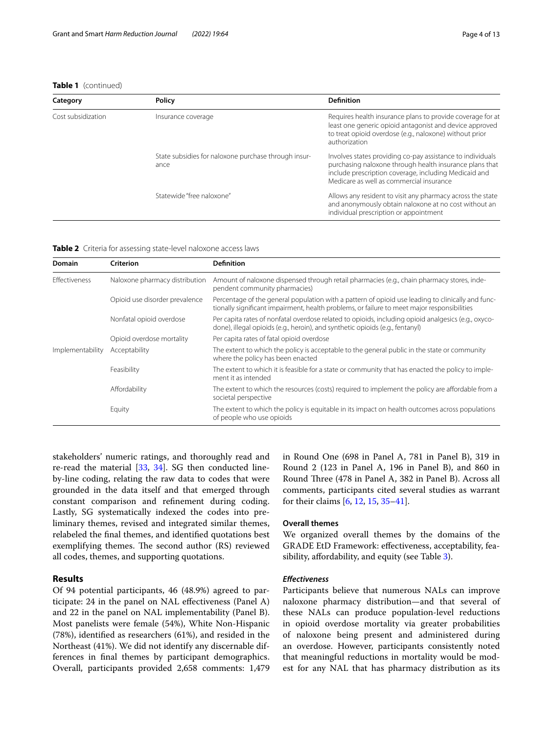**Table 1** (continued)

| Category | Policy | Definition |
| --- | --- | --- |
| Cost subsidization | Insurance coverage | Requires health insurance plans to provide coverage for at least one generic opioid antagonist and device approved to treat opioid overdose (e.g., naloxone) without prior authorization |
| | State subsidies for naloxone purchase through insurance | Involves states providing co-pay assistance to individuals purchasing naloxone through health insurance plans that include prescription coverage, including Medicaid and Medicare as well as commercial insurance |
| | Statewide "free naloxone" | Allows any resident to visit any pharmacy across the state and anonymously obtain naloxone at no cost without an individual prescription or appointment |

**Table 2** Criteria for assessing state-level naloxone access laws

| Domain | Criterion | Definition |
| --- | --- | --- |
| Effectiveness | Naloxone pharmacy distribution | Amount of naloxone dispensed through retail pharmacies (e.g., chain pharmacy stores, independent community pharmacies) |
| | Opioid use disorder prevalence | Percentage of the general population with a pattern of opioid use leading to clinically and functionally significant impairment, health problems, or failure to meet major responsibilities |
| | Nonfatal opioid overdose | Per capita rates of nonfatal overdose related to opioids, including opioid analgesics (e.g., oxycodone), illegal opioids (e.g., heroin), and synthetic opioids (e.g., fentanyl) |
| | Opioid overdose mortality | Per capita rates of fatal opioid overdose |
| Implementability | Acceptability | The extent to which the policy is acceptable to the general public in the state or community where the policy has been enacted |
| | Feasibility | The extent to which it is feasible for a state or community that has enacted the policy to implement it as intended |
| | Affordability | The extent to which the resources (costs) required to implement the policy are affordable from a societal perspective |
| | Equity | The extent to which the policy is equitable in its impact on health outcomes across populations of people who use opioids |

stakeholders' numeric ratings, and thoroughly read and re-read the material [33, 34]. SG then conducted line-by-line coding, relating the raw data to codes that were grounded in the data itself and that emerged through constant comparison and refinement during coding. Lastly, SG systematically indexed the codes into preliminary themes, revised and integrated similar themes, relabeled the final themes, and identified quotations best exemplifying themes. The second author (RS) reviewed all codes, themes, and supporting quotations.

## Results

Of 94 potential participants, 46 (48.9%) agreed to participate: 24 in the panel on NAL effectiveness (Panel A) and 22 in the panel on NAL implementability (Panel B). Most panelists were female (54%), White Non-Hispanic (78%), identified as researchers (61%), and resided in the Northeast (41%). We did not identify any discernable differences in final themes by participant demographics. Overall, participants provided 2,658 comments: 1,479 in Round One (698 in Panel A, 781 in Panel B), 319 in Round 2 (123 in Panel A, 196 in Panel B), and 860 in Round Three (478 in Panel A, 382 in Panel B). Across all comments, participants cited several studies as warrant for their claims [6, 12, 15, 35–41].

### Overall themes

We organized overall themes by the domains of the GRADE EtD Framework: effectiveness, acceptability, feasibility, affordability, and equity (see Table 3).

#### *Effectiveness*

Participants believe that numerous NALs can improve naloxone pharmacy distribution—and that several of these NALs can produce population-level reductions in opioid overdose mortality via greater probabilities of naloxone being present and administered during an overdose. However, participants consistently noted that meaningful reductions in mortality would be modest for any NAL that has pharmacy distribution as its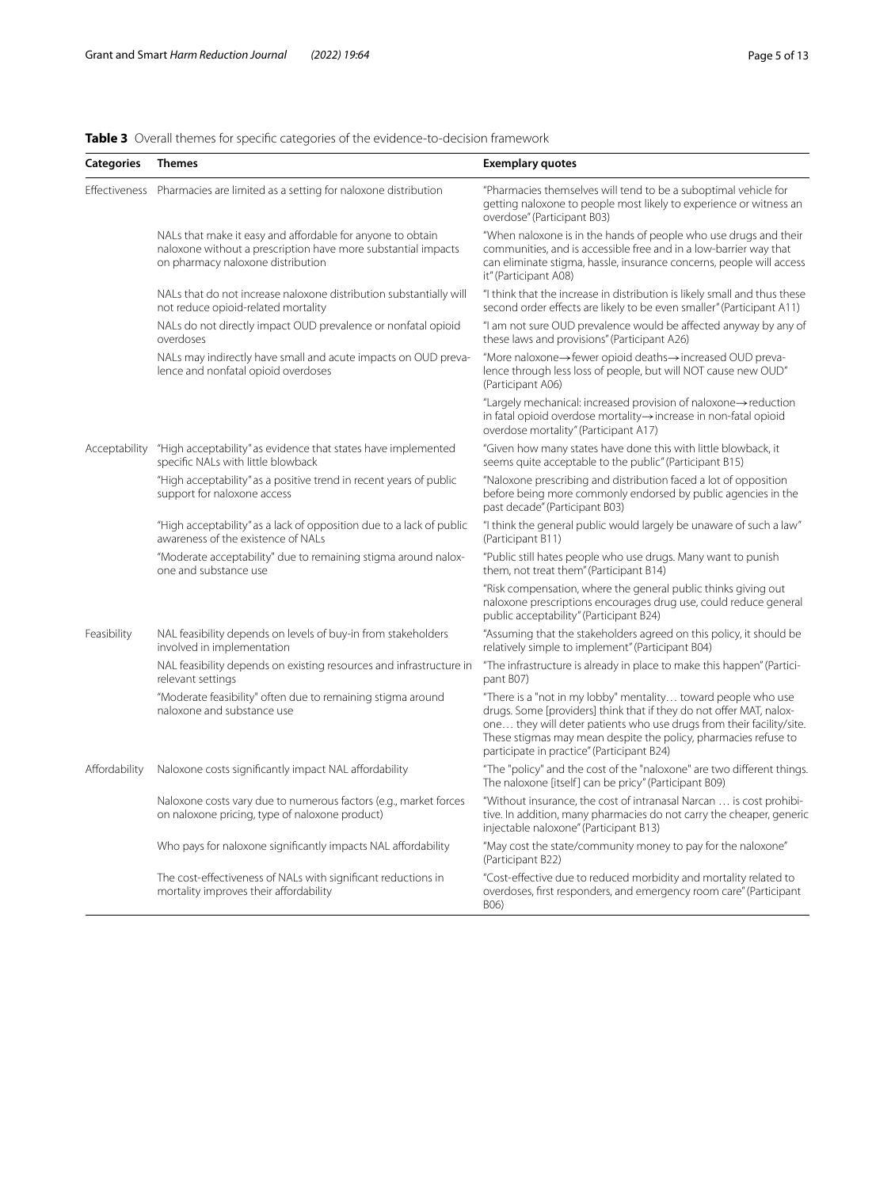**Table 3** Overall themes for specific categories of the evidence-to-decision framework

| Categories | Themes | Exemplary quotes |
|---|---|---|
| Effectiveness | Pharmacies are limited as a setting for naloxone distribution | "Pharmacies themselves will tend to be a suboptimal vehicle for getting naloxone to people most likely to experience or witness an overdose" (Participant B03) |
| | NALs that make it easy and affordable for anyone to obtain naloxone without a prescription have more substantial impacts on pharmacy naloxone distribution | "When naloxone is in the hands of people who use drugs and their communities, and is accessible free and in a low-barrier way that can eliminate stigma, hassle, insurance concerns, people will access it" (Participant A08) |
| | NALs that do not increase naloxone distribution substantially will not reduce opioid-related mortality | "I think that the increase in distribution is likely small and thus these second order effects are likely to be even smaller" (Participant A11) |
| | NALs do not directly impact OUD prevalence or nonfatal opioid overdoses | "I am not sure OUD prevalence would be affected anyway by any of these laws and provisions" (Participant A26) |
| | NALs may indirectly have small and acute impacts on OUD prevalence and nonfatal opioid overdoses | "More naloxone→fewer opioid deaths→increased OUD prevalence through less loss of people, but will NOT cause new OUD" (Participant A06) |
| | | "Largely mechanical: increased provision of naloxone→reduction in fatal opioid overdose mortality→increase in non-fatal opioid overdose mortality" (Participant A17) |
| Acceptability | "High acceptability" as evidence that states have implemented specific NALs with little blowback | "Given how many states have done this with little blowback, it seems quite acceptable to the public" (Participant B15) |
| | "High acceptability" as a positive trend in recent years of public support for naloxone access | "Naloxone prescribing and distribution faced a lot of opposition before being more commonly endorsed by public agencies in the past decade" (Participant B03) |
| | "High acceptability" as a lack of opposition due to a lack of public awareness of the existence of NALs | "I think the general public would largely be unaware of such a law" (Participant B11) |
| | "Moderate acceptability" due to remaining stigma around naloxone and substance use | "Public still hates people who use drugs. Many want to punish them, not treat them" (Participant B14) |
| | | "Risk compensation, where the general public thinks giving out naloxone prescriptions encourages drug use, could reduce general public acceptability" (Participant B24) |
| Feasibility | NAL feasibility depends on levels of buy-in from stakeholders involved in implementation | "Assuming that the stakeholders agreed on this policy, it should be relatively simple to implement" (Participant B04) |
| | NAL feasibility depends on existing resources and infrastructure in relevant settings | "The infrastructure is already in place to make this happen" (Participant B07) |
| | "Moderate feasibility" often due to remaining stigma around naloxone and substance use | "There is a "not in my lobby" mentality… toward people who use drugs. Some [providers] think that if they do not offer MAT, naloxone… they will deter patients who use drugs from their facility/site. These stigmas may mean despite the policy, pharmacies refuse to participate in practice" (Participant B24) |
| Affordability | Naloxone costs significantly impact NAL affordability | "The "policy" and the cost of the "naloxone" are two different things. The naloxone [itself] can be pricy" (Participant B09) |
| | Naloxone costs vary due to numerous factors (e.g., market forces on naloxone pricing, type of naloxone product) | "Without insurance, the cost of intranasal Narcan … is cost prohibitive. In addition, many pharmacies do not carry the cheaper, generic injectable naloxone" (Participant B13) |
| | Who pays for naloxone significantly impacts NAL affordability | "May cost the state/community money to pay for the naloxone" (Participant B22) |
| | The cost-effectiveness of NALs with significant reductions in mortality improves their affordability | "Cost-effective due to reduced morbidity and mortality related to overdoses, first responders, and emergency room care" (Participant B06) |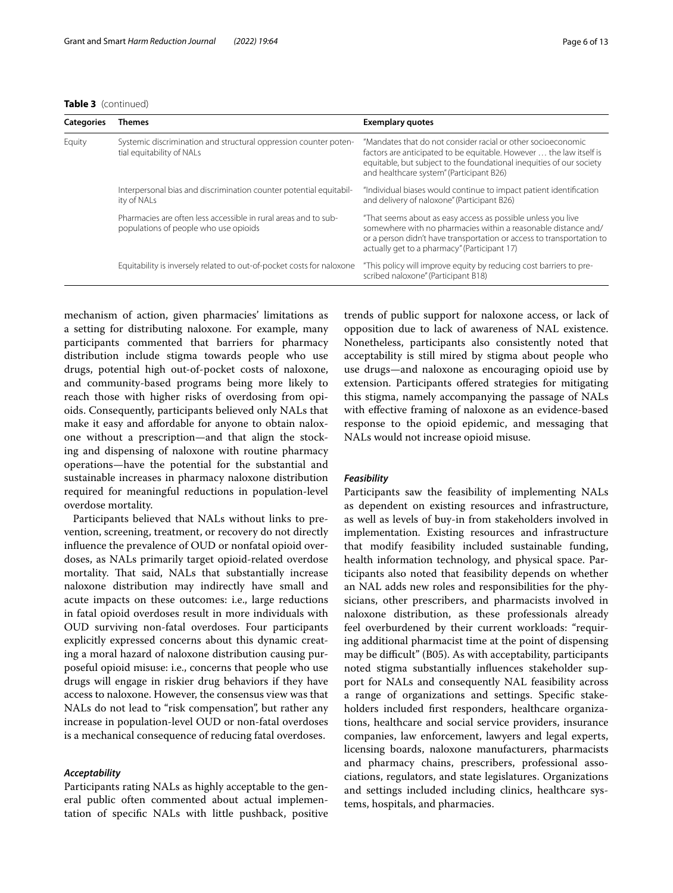**Table 3** (continued)

| Categories | Themes | Exemplary quotes |
|---|---|---|
| Equity | Systemic discrimination and structural oppression counter potential equitability of NALs | "Mandates that do not consider racial or other socioeconomic factors are anticipated to be equitable. However … the law itself is equitable, but subject to the foundational inequities of our society and healthcare system" (Participant B26) |
| | Interpersonal bias and discrimination counter potential equitability of NALs | "Individual biases would continue to impact patient identification and delivery of naloxone" (Participant B26) |
| | Pharmacies are often less accessible in rural areas and to subpopulations of people who use opioids | "That seems about as easy access as possible unless you live somewhere with no pharmacies within a reasonable distance and/or a person didn't have transportation or access to transportation to actually get to a pharmacy" (Participant 17) |
| | Equitability is inversely related to out-of-pocket costs for naloxone | "This policy will improve equity by reducing cost barriers to prescribed naloxone" (Participant B18) |

mechanism of action, given pharmacies' limitations as a setting for distributing naloxone. For example, many participants commented that barriers for pharmacy distribution include stigma towards people who use drugs, potential high out-of-pocket costs of naloxone, and community-based programs being more likely to reach those with higher risks of overdosing from opioids. Consequently, participants believed only NALs that make it easy and affordable for anyone to obtain naloxone without a prescription—and that align the stocking and dispensing of naloxone with routine pharmacy operations—have the potential for the substantial and sustainable increases in pharmacy naloxone distribution required for meaningful reductions in population-level overdose mortality.

Participants believed that NALs without links to prevention, screening, treatment, or recovery do not directly influence the prevalence of OUD or nonfatal opioid overdoses, as NALs primarily target opioid-related overdose mortality. That said, NALs that substantially increase naloxone distribution may indirectly have small and acute impacts on these outcomes: i.e., large reductions in fatal opioid overdoses result in more individuals with OUD surviving non-fatal overdoses. Four participants explicitly expressed concerns about this dynamic creating a moral hazard of naloxone distribution causing purposeful opioid misuse: i.e., concerns that people who use drugs will engage in riskier drug behaviors if they have access to naloxone. However, the consensus view was that NALs do not lead to "risk compensation", but rather any increase in population-level OUD or non-fatal overdoses is a mechanical consequence of reducing fatal overdoses.

### *Acceptability*

Participants rating NALs as highly acceptable to the general public often commented about actual implementation of specific NALs with little pushback, positive trends of public support for naloxone access, or lack of opposition due to lack of awareness of NAL existence. Nonetheless, participants also consistently noted that acceptability is still mired by stigma about people who use drugs—and naloxone as encouraging opioid use by extension. Participants offered strategies for mitigating this stigma, namely accompanying the passage of NALs with effective framing of naloxone as an evidence-based response to the opioid epidemic, and messaging that NALs would not increase opioid misuse.

### *Feasibility*

Participants saw the feasibility of implementing NALs as dependent on existing resources and infrastructure, as well as levels of buy-in from stakeholders involved in implementation. Existing resources and infrastructure that modify feasibility included sustainable funding, health information technology, and physical space. Participants also noted that feasibility depends on whether an NAL adds new roles and responsibilities for the physicians, other prescribers, and pharmacists involved in naloxone distribution, as these professionals already feel overburdened by their current workloads: "requiring additional pharmacist time at the point of dispensing may be difficult" (B05). As with acceptability, participants noted stigma substantially influences stakeholder support for NALs and consequently NAL feasibility across a range of organizations and settings. Specific stakeholders included first responders, healthcare organizations, healthcare and social service providers, insurance companies, law enforcement, lawyers and legal experts, licensing boards, naloxone manufacturers, pharmacists and pharmacy chains, prescribers, professional associations, regulators, and state legislatures. Organizations and settings included including clinics, healthcare systems, hospitals, and pharmacies.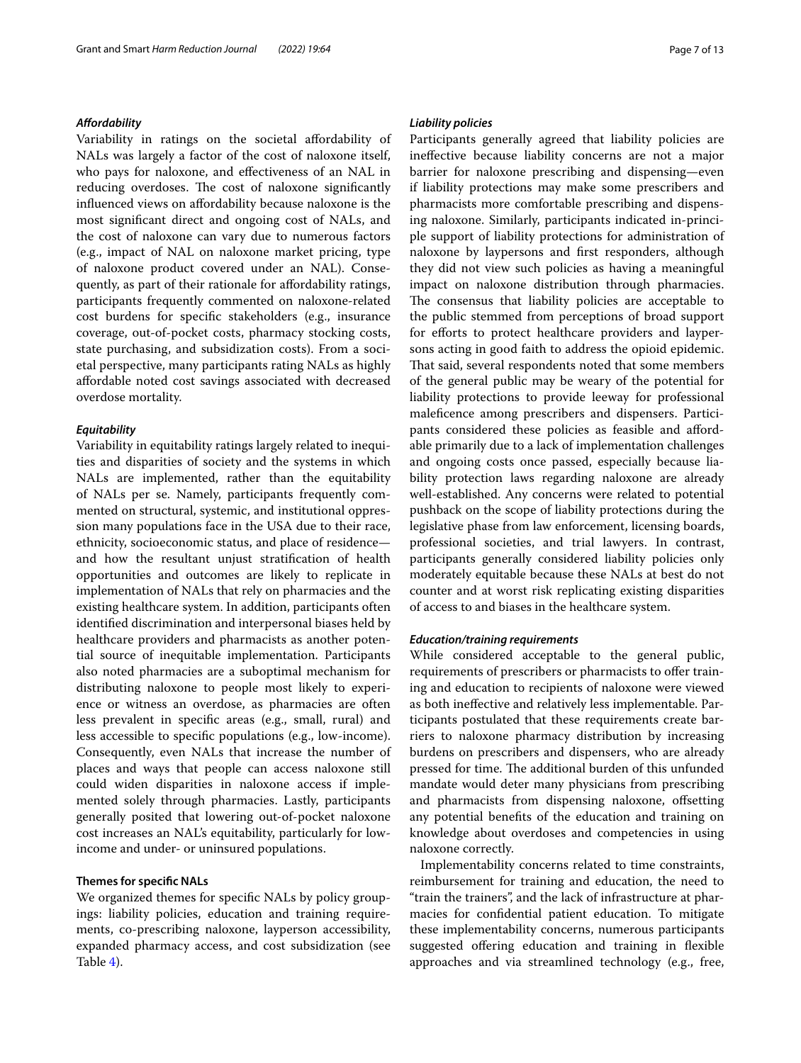#### *Affordability*

Variability in ratings on the societal affordability of NALs was largely a factor of the cost of naloxone itself, who pays for naloxone, and effectiveness of an NAL in reducing overdoses. The cost of naloxone significantly influenced views on affordability because naloxone is the most significant direct and ongoing cost of NALs, and the cost of naloxone can vary due to numerous factors (e.g., impact of NAL on naloxone market pricing, type of naloxone product covered under an NAL). Consequently, as part of their rationale for affordability ratings, participants frequently commented on naloxone-related cost burdens for specific stakeholders (e.g., insurance coverage, out-of-pocket costs, pharmacy stocking costs, state purchasing, and subsidization costs). From a societal perspective, many participants rating NALs as highly affordable noted cost savings associated with decreased overdose mortality.

#### *Equitability*

Variability in equitability ratings largely related to inequities and disparities of society and the systems in which NALs are implemented, rather than the equitability of NALs per se. Namely, participants frequently commented on structural, systemic, and institutional oppression many populations face in the USA due to their race, ethnicity, socioeconomic status, and place of residence—and how the resultant unjust stratification of health opportunities and outcomes are likely to replicate in implementation of NALs that rely on pharmacies and the existing healthcare system. In addition, participants often identified discrimination and interpersonal biases held by healthcare providers and pharmacists as another potential source of inequitable implementation. Participants also noted pharmacies are a suboptimal mechanism for distributing naloxone to people most likely to experience or witness an overdose, as pharmacies are often less prevalent in specific areas (e.g., small, rural) and less accessible to specific populations (e.g., low-income). Consequently, even NALs that increase the number of places and ways that people can access naloxone still could widen disparities in naloxone access if implemented solely through pharmacies. Lastly, participants generally posited that lowering out-of-pocket naloxone cost increases an NAL's equitability, particularly for low-income and under- or uninsured populations.

### Themes for specific NALs

We organized themes for specific NALs by policy groupings: liability policies, education and training requirements, co-prescribing naloxone, layperson accessibility, expanded pharmacy access, and cost subsidization (see Table 4).

#### *Liability policies*

Participants generally agreed that liability policies are ineffective because liability concerns are not a major barrier for naloxone prescribing and dispensing—even if liability protections may make some prescribers and pharmacists more comfortable prescribing and dispensing naloxone. Similarly, participants indicated in-principle support of liability protections for administration of naloxone by laypersons and first responders, although they did not view such policies as having a meaningful impact on naloxone distribution through pharmacies. The consensus that liability policies are acceptable to the public stemmed from perceptions of broad support for efforts to protect healthcare providers and laypersons acting in good faith to address the opioid epidemic. That said, several respondents noted that some members of the general public may be weary of the potential for liability protections to provide leeway for professional maleficence among prescribers and dispensers. Participants considered these policies as feasible and affordable primarily due to a lack of implementation challenges and ongoing costs once passed, especially because liability protection laws regarding naloxone are already well-established. Any concerns were related to potential pushback on the scope of liability protections during the legislative phase from law enforcement, licensing boards, professional societies, and trial lawyers. In contrast, participants generally considered liability policies only moderately equitable because these NALs at best do not counter and at worst risk replicating existing disparities of access to and biases in the healthcare system.

#### *Education/training requirements*

While considered acceptable to the general public, requirements of prescribers or pharmacists to offer training and education to recipients of naloxone were viewed as both ineffective and relatively less implementable. Participants postulated that these requirements create barriers to naloxone pharmacy distribution by increasing burdens on prescribers and dispensers, who are already pressed for time. The additional burden of this unfunded mandate would deter many physicians from prescribing and pharmacists from dispensing naloxone, offsetting any potential benefits of the education and training on knowledge about overdoses and competencies in using naloxone correctly.

Implementability concerns related to time constraints, reimbursement for training and education, the need to "train the trainers", and the lack of infrastructure at pharmacies for confidential patient education. To mitigate these implementability concerns, numerous participants suggested offering education and training in flexible approaches and via streamlined technology (e.g., free,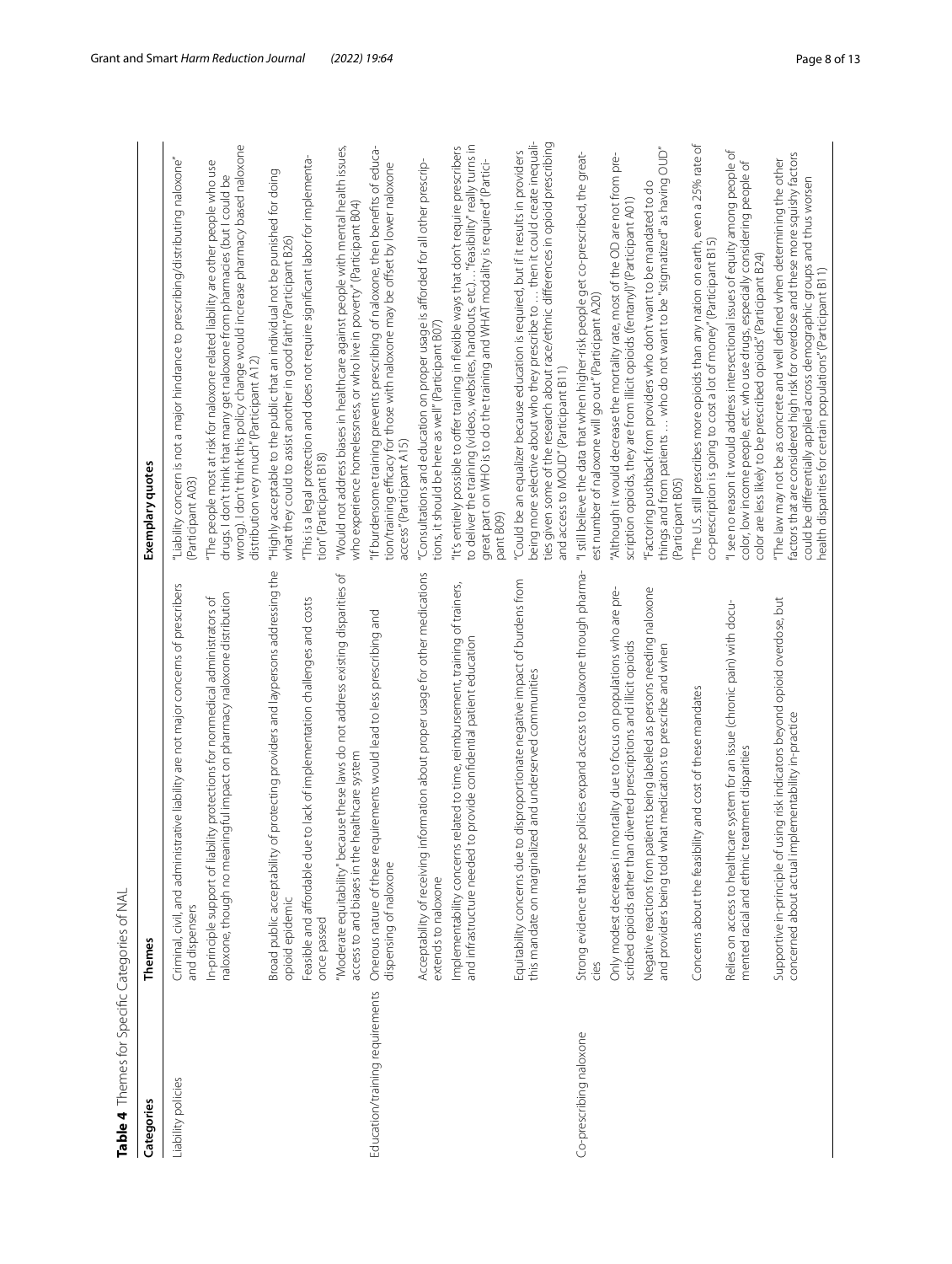**Table 4** Themes for Specific Categories of NAL

| Categories | Themes | Exemplary quotes |
|---|---|---|
| Liability policies | Criminal, civil, and administrative liability are not major concerns of prescribers and dispensers | "Liability concern is not a major hindrance to prescribing/distributing naloxone" (Participant A03) |
| | In-principle support of liability protections for nonmedical administrators of naloxone, though no meaningful impact on pharmacy naloxone distribution | "The people most at risk for naloxone related liability are other people who use drugs. I don't think that many get naloxone from pharmacies (but I could be wrong). I don't think this policy change would increase pharmacy based naloxone distribution very much" (Participant A12) |
| | Broad public acceptability of protecting providers and laypersons addressing the opioid epidemic | "Highly acceptable to the public that an individual not be punished for doing what they could to assist another in good faith" (Participant B26) |
| | Feasible and affordable due to lack of implementation challenges and costs once passed | "This is a legal protection and does not require significant labor for implementation" (Participant B18) |
| | "Moderate equitability" because these laws do not address existing disparities of access to and biases in the healthcare system | "Would not address biases in healthcare against people with mental health issues, who experience homelessness, or who live in poverty" (Participant B04) |
| Education/training requirements | Onerous nature of these requirements would lead to less prescribing and dispensing of naloxone | "If burdensome training prevents prescribing of naloxone, then benefits of education/training efficacy for those with naloxone may be offset by lower naloxone access" (Participant A15) |
| | Acceptability of receiving information about proper usage for other medications extends to naloxone | "Consultations and education on proper usage is afforded for all other prescriptions, it should be here as well" (Participant B07) |
| | Implementability concerns related to time, reimbursement, training of trainers, and infrastructure needed to provide confidential patient education | "It's entirely possible to offer training in flexible ways that don't require prescribers to deliver the training (videos, websites, handouts, etc.)... "feasibility" really turns in great part on WHO is to do the training and WHAT modality is required" (Participant B09) |
| | Equitability concerns due to disproportionate negative impact of burdens from this mandate on marginalized and underserved communities | "Could be an equalizer because education is required, but if it results in providers being more selective about who they prescribe to … then it could create inequalities given some of the research about race/ethnic differences in opioid prescribing and access to MOUD" (Participant B11) |
| Co-prescribing naloxone | Strong evidence that these policies expand access to naloxone through pharmacies | "I still believe the data that when higher-risk people get co-prescribed, the greatest number of naloxone will go out" (Participant A20) |
| | Only modest decreases in mortality due to focus on populations who are prescribed opioids rather than diverted prescriptions and illicit opioids | "Although it would decrease the mortality rate, most of the OD are not from prescription opioids, they are from illicit opioids (fentanyl)" (Participant A01) |
| | Negative reactions from patients being labelled as persons needing naloxone and providers being told what medications to prescribe and when | "Factoring pushback from providers who don't want to be mandated to do things and from patients … who do not want to be "stigmatized" as having OUD" (Participant B05) |
| | Concerns about the feasibility and cost of these mandates | "The U.S. still prescribes more opioids than any nation on earth, even a 25% rate of co-prescription is going to cost a lot of money" (Participant B15) |
| | Relies on access to healthcare system for an issue (chronic pain) with documented racial and ethnic treatment disparities | "I see no reason it would address intersectional issues of equity among people of color, low income people, etc. who use drugs, especially considering people of color are less likely to be prescribed opioids" (Participant B24) |
| | Supportive in-principle of using risk indicators beyond opioid overdose, but concerned about actual implementability in-practice | "The law may not be as concrete and well defined when determining the other factors that are considered high risk for overdose and these more squishy factors could be differentially applied across demographic groups and thus worsen health disparities for certain populations" (Participant B11) |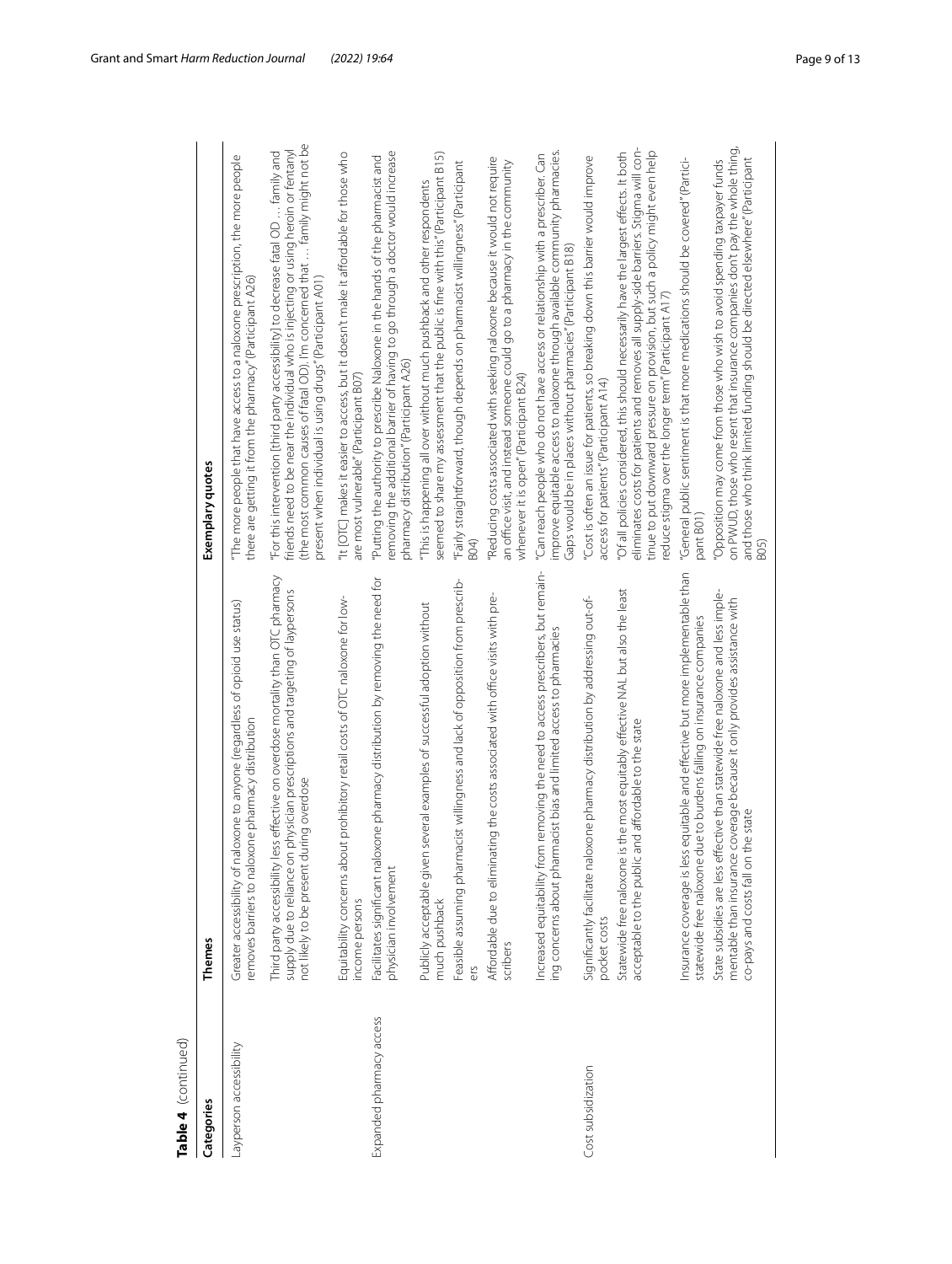**Table 4** (continued)

| Categories | Themes | Exemplary quotes |
|---|---|---|
| Layperson accessibility | Greater accessibility of naloxone to anyone (regardless of opioid use status) removes barriers to naloxone pharmacy distribution | "The more people that have access to a naloxone prescription, the more people there are getting it from the pharmacy" (Participant A26) |
| | Third party accessibility less effective on overdose mortality than OTC pharmacy supply due to reliance on physician prescriptions and targeting of laypersons not likely to be present during overdose | "For this intervention [third party accessibility] to decrease fatal OD … family and friends need to be near the individual who is injecting or using heroin or fentanyl (the most common causes of fatal OD). I'm concerned that … family might not be present when individual is using drugs" (Participant A01) |
| | Equitability concerns about prohibitory retail costs of OTC naloxone for low-income persons | "It [OTC] makes it easier to access, but it doesn't make it affordable for those who are most vulnerable" (Participant B07) |
| Expanded pharmacy access | Facilitates significant naloxone pharmacy distribution by removing the need for physician involvement | "Putting the authority to prescribe Naloxone in the hands of the pharmacist and removing the additional barrier of having to go through a doctor would increase pharmacy distribution" (Participant A26) |
| | Publicly acceptable given several examples of successful adoption without much pushback | "This is happening all over without much pushback and other respondents seemed to share my assessment that the public is fine with this" (Participant B15) |
| | Feasible assuming pharmacist willingness and lack of opposition from prescribers | "Fairly straightforward, though depends on pharmacist willingness" (Participant B04) |
| | Affordable due to eliminating the costs associated with office visits with prescribers | "Reducing costs associated with seeking naloxone because it would not require an office visit, and instead someone could go to a pharmacy in the community whenever it is open" (Participant B24) |
| | Increased equitability from removing the need to access prescribers, but remaining concerns about pharmacist bias and limited access to pharmacies | "Can reach people who do not have access or relationship with a prescriber. Can improve equitable access to naloxone through available community pharmacies. Gaps would be in places without pharmacies" (Participant B18) |
| Cost subsidization | Significantly facilitate naloxone pharmacy distribution by addressing out-of-pocket costs | "Cost is often an issue for patients, so breaking down this barrier would improve access for patients" (Participant A14) |
| | Statewide free naloxone is the most equitably effective NAL but also the least acceptable to the public and affordable to the state | "Of all policies considered, this should necessarily have the largest effects. It both eliminates costs for patients and removes all supply-side barriers. Stigma will continue to put downward pressure on provision, but such a policy might even help reduce stigma over the longer term" (Participant A17) |
| | Insurance coverage is less equitable and effective but more implementable than statewide free naloxone due to burdens falling on insurance companies | "General public sentiment is that more medications should be covered" (Participant B01) |
| | State subsidies are less effective than statewide free naloxone and less implementable than insurance coverage because it only provides assistance with co-pays and costs fall on the state | "Opposition may come from those who wish to avoid spending taxpayer funds on PWUD, those who resent that insurance companies don't pay the whole thing, and those who think limited funding should be directed elsewhere" (Participant B05) |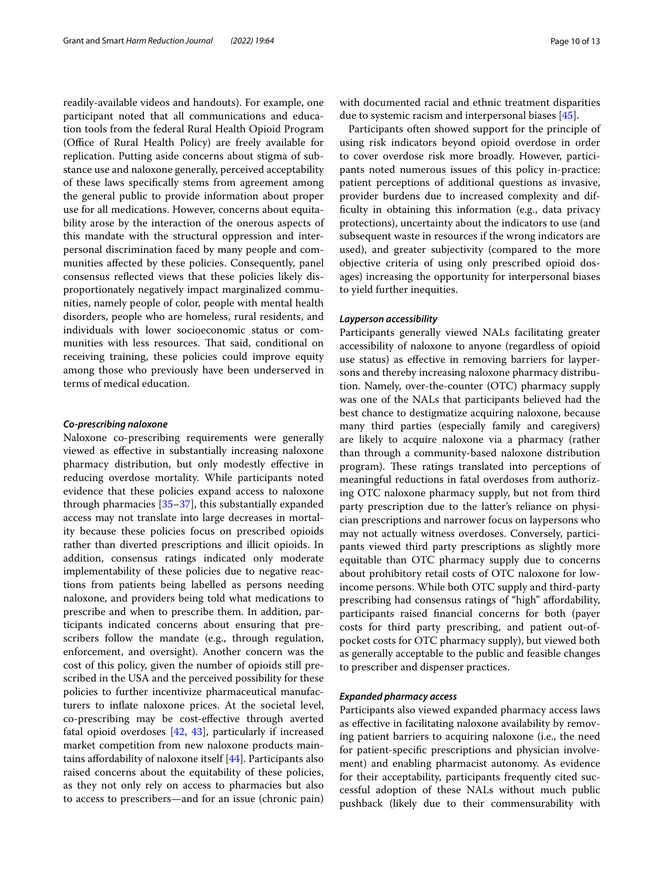readily-available videos and handouts). For example, one participant noted that all communications and education tools from the federal Rural Health Opioid Program (Office of Rural Health Policy) are freely available for replication. Putting aside concerns about stigma of substance use and naloxone generally, perceived acceptability of these laws specifically stems from agreement among the general public to provide information about proper use for all medications. However, concerns about equitability arose by the interaction of the onerous aspects of this mandate with the structural oppression and interpersonal discrimination faced by many people and communities affected by these policies. Consequently, panel consensus reflected views that these policies likely disproportionately negatively impact marginalized communities, namely people of color, people with mental health disorders, people who are homeless, rural residents, and individuals with lower socioeconomic status or communities with less resources. That said, conditional on receiving training, these policies could improve equity among those who previously have been underserved in terms of medical education.

#### *Co-prescribing naloxone*

Naloxone co-prescribing requirements were generally viewed as effective in substantially increasing naloxone pharmacy distribution, but only modestly effective in reducing overdose mortality. While participants noted evidence that these policies expand access to naloxone through pharmacies [35–37], this substantially expanded access may not translate into large decreases in mortality because these policies focus on prescribed opioids rather than diverted prescriptions and illicit opioids. In addition, consensus ratings indicated only moderate implementability of these policies due to negative reactions from patients being labelled as persons needing naloxone, and providers being told what medications to prescribe and when to prescribe them. In addition, participants indicated concerns about ensuring that prescribers follow the mandate (e.g., through regulation, enforcement, and oversight). Another concern was the cost of this policy, given the number of opioids still prescribed in the USA and the perceived possibility for these policies to further incentivize pharmaceutical manufacturers to inflate naloxone prices. At the societal level, co-prescribing may be cost-effective through averted fatal opioid overdoses [42, 43], particularly if increased market competition from new naloxone products maintains affordability of naloxone itself [44]. Participants also raised concerns about the equitability of these policies, as they not only rely on access to pharmacies but also to access to prescribers—and for an issue (chronic pain) with documented racial and ethnic treatment disparities due to systemic racism and interpersonal biases [45].

Participants often showed support for the principle of using risk indicators beyond opioid overdose in order to cover overdose risk more broadly. However, participants noted numerous issues of this policy in-practice: patient perceptions of additional questions as invasive, provider burdens due to increased complexity and difficulty in obtaining this information (e.g., data privacy protections), uncertainty about the indicators to use (and subsequent waste in resources if the wrong indicators are used), and greater subjectivity (compared to the more objective criteria of using only prescribed opioid dosages) increasing the opportunity for interpersonal biases to yield further inequities.

#### *Layperson accessibility*

Participants generally viewed NALs facilitating greater accessibility of naloxone to anyone (regardless of opioid use status) as effective in removing barriers for laypersons and thereby increasing naloxone pharmacy distribution. Namely, over-the-counter (OTC) pharmacy supply was one of the NALs that participants believed had the best chance to destigmatize acquiring naloxone, because many third parties (especially family and caregivers) are likely to acquire naloxone via a pharmacy (rather than through a community-based naloxone distribution program). These ratings translated into perceptions of meaningful reductions in fatal overdoses from authorizing OTC naloxone pharmacy supply, but not from third party prescription due to the latter's reliance on physician prescriptions and narrower focus on laypersons who may not actually witness overdoses. Conversely, participants viewed third party prescriptions as slightly more equitable than OTC pharmacy supply due to concerns about prohibitory retail costs of OTC naloxone for low-income persons. While both OTC supply and third-party prescribing had consensus ratings of "high" affordability, participants raised financial concerns for both (payer costs for third party prescribing, and patient out-of-pocket costs for OTC pharmacy supply), but viewed both as generally acceptable to the public and feasible changes to prescriber and dispenser practices.

#### *Expanded pharmacy access*

Participants also viewed expanded pharmacy access laws as effective in facilitating naloxone availability by removing patient barriers to acquiring naloxone (i.e., the need for patient-specific prescriptions and physician involvement) and enabling pharmacist autonomy. As evidence for their acceptability, participants frequently cited successful adoption of these NALs without much public pushback (likely due to their commensurability with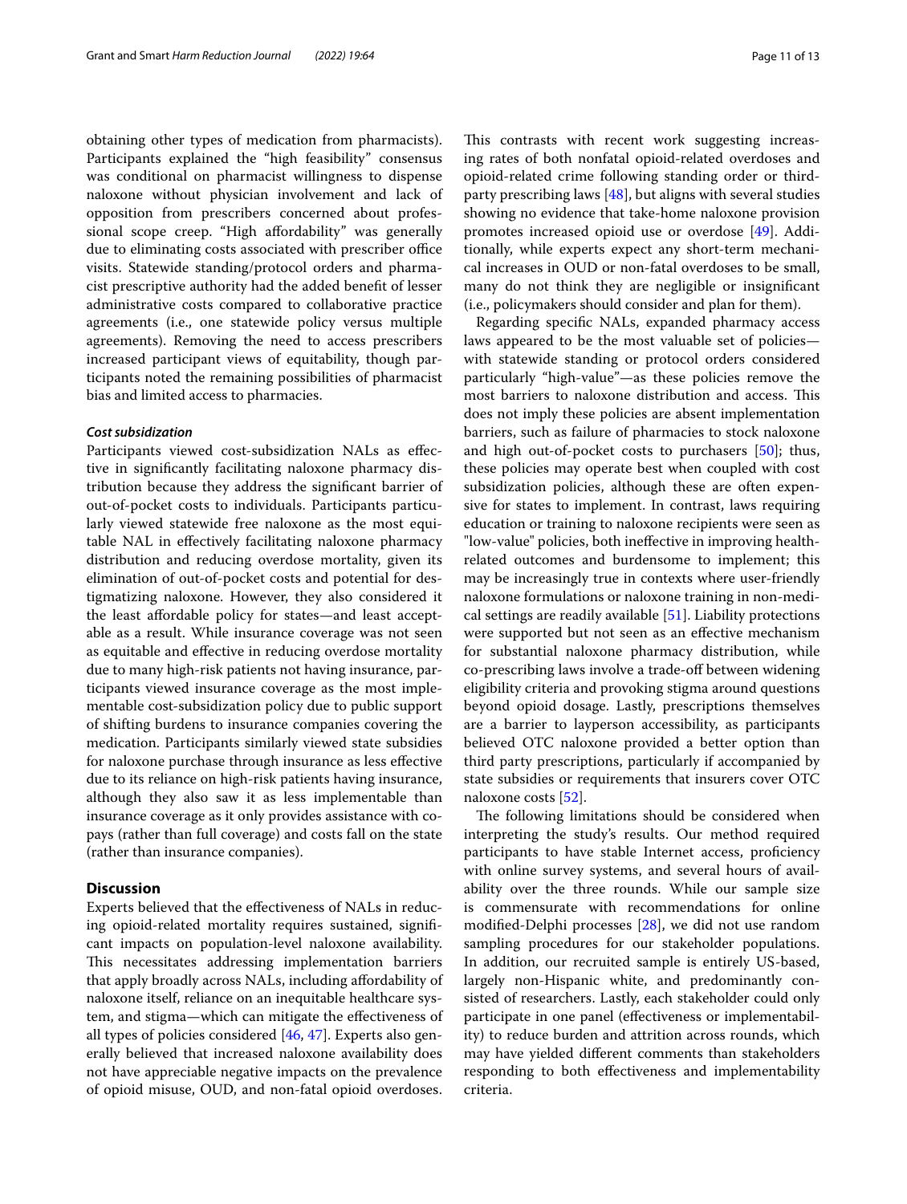obtaining other types of medication from pharmacists). Participants explained the "high feasibility" consensus was conditional on pharmacist willingness to dispense naloxone without physician involvement and lack of opposition from prescribers concerned about professional scope creep. "High affordability" was generally due to eliminating costs associated with prescriber office visits. Statewide standing/protocol orders and pharmacist prescriptive authority had the added benefit of lesser administrative costs compared to collaborative practice agreements (i.e., one statewide policy versus multiple agreements). Removing the need to access prescribers increased participant views of equitability, though participants noted the remaining possibilities of pharmacist bias and limited access to pharmacies.

#### *Cost subsidization*

Participants viewed cost-subsidization NALs as effective in significantly facilitating naloxone pharmacy distribution because they address the significant barrier of out-of-pocket costs to individuals. Participants particularly viewed statewide free naloxone as the most equitable NAL in effectively facilitating naloxone pharmacy distribution and reducing overdose mortality, given its elimination of out-of-pocket costs and potential for destigmatizing naloxone. However, they also considered it the least affordable policy for states—and least acceptable as a result. While insurance coverage was not seen as equitable and effective in reducing overdose mortality due to many high-risk patients not having insurance, participants viewed insurance coverage as the most implementable cost-subsidization policy due to public support of shifting burdens to insurance companies covering the medication. Participants similarly viewed state subsidies for naloxone purchase through insurance as less effective due to its reliance on high-risk patients having insurance, although they also saw it as less implementable than insurance coverage as it only provides assistance with copays (rather than full coverage) and costs fall on the state (rather than insurance companies).

## Discussion

Experts believed that the effectiveness of NALs in reducing opioid-related mortality requires sustained, significant impacts on population-level naloxone availability. This necessitates addressing implementation barriers that apply broadly across NALs, including affordability of naloxone itself, reliance on an inequitable healthcare system, and stigma—which can mitigate the effectiveness of all types of policies considered [46, 47]. Experts also generally believed that increased naloxone availability does not have appreciable negative impacts on the prevalence of opioid misuse, OUD, and non-fatal opioid overdoses. This contrasts with recent work suggesting increasing rates of both nonfatal opioid-related overdoses and opioid-related crime following standing order or third-party prescribing laws [48], but aligns with several studies showing no evidence that take-home naloxone provision promotes increased opioid use or overdose [49]. Additionally, while experts expect any short-term mechanical increases in OUD or non-fatal overdoses to be small, many do not think they are negligible or insignificant (i.e., policymakers should consider and plan for them).

Regarding specific NALs, expanded pharmacy access laws appeared to be the most valuable set of policies—with statewide standing or protocol orders considered particularly "high-value"—as these policies remove the most barriers to naloxone distribution and access. This does not imply these policies are absent implementation barriers, such as failure of pharmacies to stock naloxone and high out-of-pocket costs to purchasers [50]; thus, these policies may operate best when coupled with cost subsidization policies, although these are often expensive for states to implement. In contrast, laws requiring education or training to naloxone recipients were seen as "low-value" policies, both ineffective in improving health-related outcomes and burdensome to implement; this may be increasingly true in contexts where user-friendly naloxone formulations or naloxone training in non-medical settings are readily available [51]. Liability protections were supported but not seen as an effective mechanism for substantial naloxone pharmacy distribution, while co-prescribing laws involve a trade-off between widening eligibility criteria and provoking stigma around questions beyond opioid dosage. Lastly, prescriptions themselves are a barrier to layperson accessibility, as participants believed OTC naloxone provided a better option than third party prescriptions, particularly if accompanied by state subsidies or requirements that insurers cover OTC naloxone costs [52].

The following limitations should be considered when interpreting the study's results. Our method required participants to have stable Internet access, proficiency with online survey systems, and several hours of availability over the three rounds. While our sample size is commensurate with recommendations for online modified-Delphi processes [28], we did not use random sampling procedures for our stakeholder populations. In addition, our recruited sample is entirely US-based, largely non-Hispanic white, and predominantly consisted of researchers. Lastly, each stakeholder could only participate in one panel (effectiveness or implementability) to reduce burden and attrition across rounds, which may have yielded different comments than stakeholders responding to both effectiveness and implementability criteria.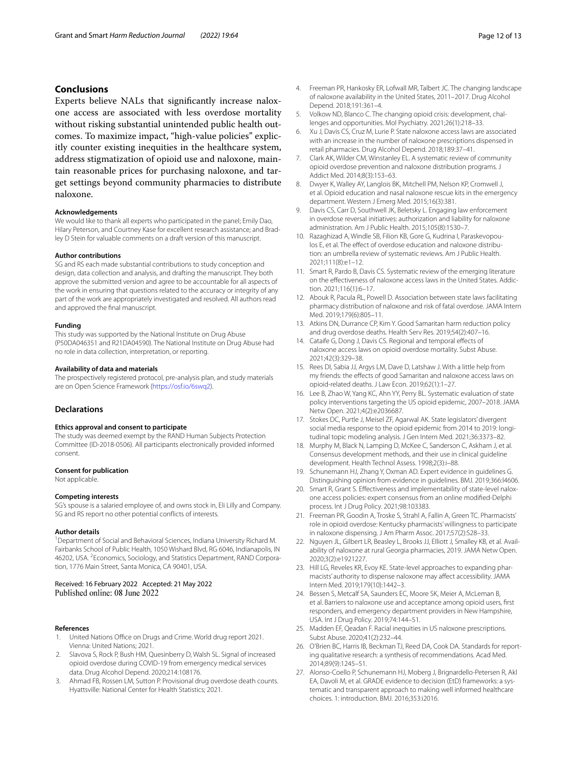## Conclusions

Experts believe NALs that significantly increase naloxone access are associated with less overdose mortality without risking substantial unintended public health outcomes. To maximize impact, "high-value policies" explicitly counter existing inequities in the healthcare system, address stigmatization of opioid use and naloxone, maintain reasonable prices for purchasing naloxone, and target settings beyond community pharmacies to distribute naloxone.

#### Acknowledgements

We would like to thank all experts who participated in the panel; Emily Dao, Hilary Peterson, and Courtney Kase for excellent research assistance; and Bradley D Stein for valuable comments on a draft version of this manuscript.

#### Author contributions

SG and RS each made substantial contributions to study conception and design, data collection and analysis, and drafting the manuscript. They both approve the submitted version and agree to be accountable for all aspects of the work in ensuring that questions related to the accuracy or integrity of any part of the work are appropriately investigated and resolved. All authors read and approved the final manuscript.

#### Funding

This study was supported by the National Institute on Drug Abuse (P50DA046351 and R21DA04590). The National Institute on Drug Abuse had no role in data collection, interpretation, or reporting.

#### Availability of data and materials

The prospectively registered protocol, pre-analysis plan, and study materials are on Open Science Framework (https://osf.io/6swq2).

## Declarations

#### Ethics approval and consent to participate

The study was deemed exempt by the RAND Human Subjects Protection Committee (ID-2018-0506). All participants electronically provided informed consent.

#### Consent for publication

Not applicable.

#### Competing interests

SG's spouse is a salaried employee of, and owns stock in, Eli Lilly and Company. SG and RS report no other potential conflicts of interests.

#### Author details

[1]Department of Social and Behavioral Sciences, Indiana University Richard M. Fairbanks School of Public Health, 1050 Wishard Blvd, RG 6046, Indianapolis, IN 46202, USA. [2]Economics, Sociology, and Statistics Department, RAND Corporation, 1776 Main Street, Santa Monica, CA 90401, USA.

Received: 16 February 2022 Accepted: 21 May 2022
Published online: 08 June 2022

#### References

1. United Nations Office on Drugs and Crime. World drug report 2021. Vienna: United Nations; 2021.
2. Slavova S, Rock P, Bush HM, Quesinberry D, Walsh SL. Signal of increased opioid overdose during COVID-19 from emergency medical services data. Drug Alcohol Depend. 2020;214:108176.
3. Ahmad FB, Rossen LM, Sutton P. Provisional drug overdose death counts. Hyattsville: National Center for Health Statistics; 2021.
4. Freeman PR, Hankosky ER, Lofwall MR, Talbert JC. The changing landscape of naloxone availability in the United States, 2011–2017. Drug Alcohol Depend. 2018;191:361–4.
5. Volkow ND, Blanco C. The changing opioid crisis: development, challenges and opportunities. Mol Psychiatry. 2021;26(1):218–33.
6. Xu J, Davis CS, Cruz M, Lurie P. State naloxone access laws are associated with an increase in the number of naloxone prescriptions dispensed in retail pharmacies. Drug Alcohol Depend. 2018;189:37–41.
7. Clark AK, Wilder CM, Winstanley EL. A systematic review of community opioid overdose prevention and naloxone distribution programs. J Addict Med. 2014;8(3):153–63.
8. Dwyer K, Walley AY, Langlois BK, Mitchell PM, Nelson KP, Cromwell J, et al. Opioid education and nasal naloxone rescue kits in the emergency department. Western J Emerg Med. 2015;16(3):381.
9. Davis CS, Carr D, Southwell JK, Beletsky L. Engaging law enforcement in overdose reversal initiatives: authorization and liability for naloxone administration. Am J Public Health. 2015;105(8):1530–7.
10. Razaghizad A, Windle SB, Filion KB, Gore G, Kudrina I, Paraskevopoulos E, et al. The effect of overdose education and naloxone distribution: an umbrella review of systematic reviews. Am J Public Health. 2021;111(8):e1–12.
11. Smart R, Pardo B, Davis CS. Systematic review of the emerging literature on the effectiveness of naloxone access laws in the United States. Addiction. 2021;116(1):6–17.
12. Abouk R, Pacula RL, Powell D. Association between state laws facilitating pharmacy distribution of naloxone and risk of fatal overdose. JAMA Intern Med. 2019;179(6):805–11.
13. Atkins DN, Durrance CP, Kim Y. Good Samaritan harm reduction policy and drug overdose deaths. Health Serv Res. 2019;54(2):407–16.
14. Cataife G, Dong J, Davis CS. Regional and temporal effects of naloxone access laws on opioid overdose mortality. Subst Abuse. 2021;42(3):329–38.
15. Rees DI, Sabia JJ, Argys LM, Dave D, Latshaw J. With a little help from my friends: the effects of good Samaritan and naloxone access laws on opioid-related deaths. J Law Econ. 2019;62(1):1–27.
16. Lee B, Zhao W, Yang KC, Ahn YY, Perry BL. Systematic evaluation of state policy interventions targeting the US opioid epidemic, 2007–2018. JAMA Netw Open. 2021;4(2):e2036687.
17. Stokes DC, Purtle J, Meisel ZF, Agarwal AK. State legislators' divergent social media response to the opioid epidemic from 2014 to 2019: longitudinal topic modeling analysis. J Gen Intern Med. 2021;36:3373–82.
18. Murphy M, Black N, Lamping D, McKee C, Sanderson C, Askham J, et al. Consensus development methods, and their use in clinical guideline development. Health Technol Assess. 1998;2(3):i–88.
19. Schunemann HJ, Zhang Y, Oxman AD. Expert evidence in guidelines G. Distinguishing opinion from evidence in guidelines. BMJ. 2019;366:l4606.
20. Smart R, Grant S. Effectiveness and implementability of state-level naloxone access policies: expert consensus from an online modified-Delphi process. Int J Drug Policy. 2021;98:103383.
21. Freeman PR, Goodin A, Troske S, Strahl A, Fallin A, Green TC. Pharmacists' role in opioid overdose: Kentucky pharmacists' willingness to participate in naloxone dispensing. J Am Pharm Assoc. 2017;57(2):S28–33.
22. Nguyen JL, Gilbert LR, Beasley L, Brooks JJ, Elliott J, Smalley KB, et al. Availability of naloxone at rural Georgia pharmacies, 2019. JAMA Netw Open. 2020;3(2):e1921227.
23. Hill LG, Reveles KR, Evoy KE. State-level approaches to expanding pharmacists' authority to dispense naloxone may affect accessibility. JAMA Intern Med. 2019;179(10):1442–3.
24. Bessen S, Metcalf SA, Saunders EC, Moore SK, Meier A, McLeman B, et al. Barriers to naloxone use and acceptance among opioid users, first responders, and emergency department providers in New Hampshire, USA. Int J Drug Policy. 2019;74:144–51.
25. Madden EF, Qeadan F. Racial inequities in US naloxone prescriptions. Subst Abuse. 2020;41(2):232–44.
26. O'Brien BC, Harris IB, Beckman TJ, Reed DA, Cook DA. Standards for reporting qualitative research: a synthesis of recommendations. Acad Med. 2014;89(9):1245–51.
27. Alonso-Coello P, Schunemann HJ, Moberg J, Brignardello-Petersen R, Akl EA, Davoli M, et al. GRADE evidence to decision (EtD) frameworks: a systematic and transparent approach to making well informed healthcare choices. 1: introduction. BMJ. 2016;353:i2016.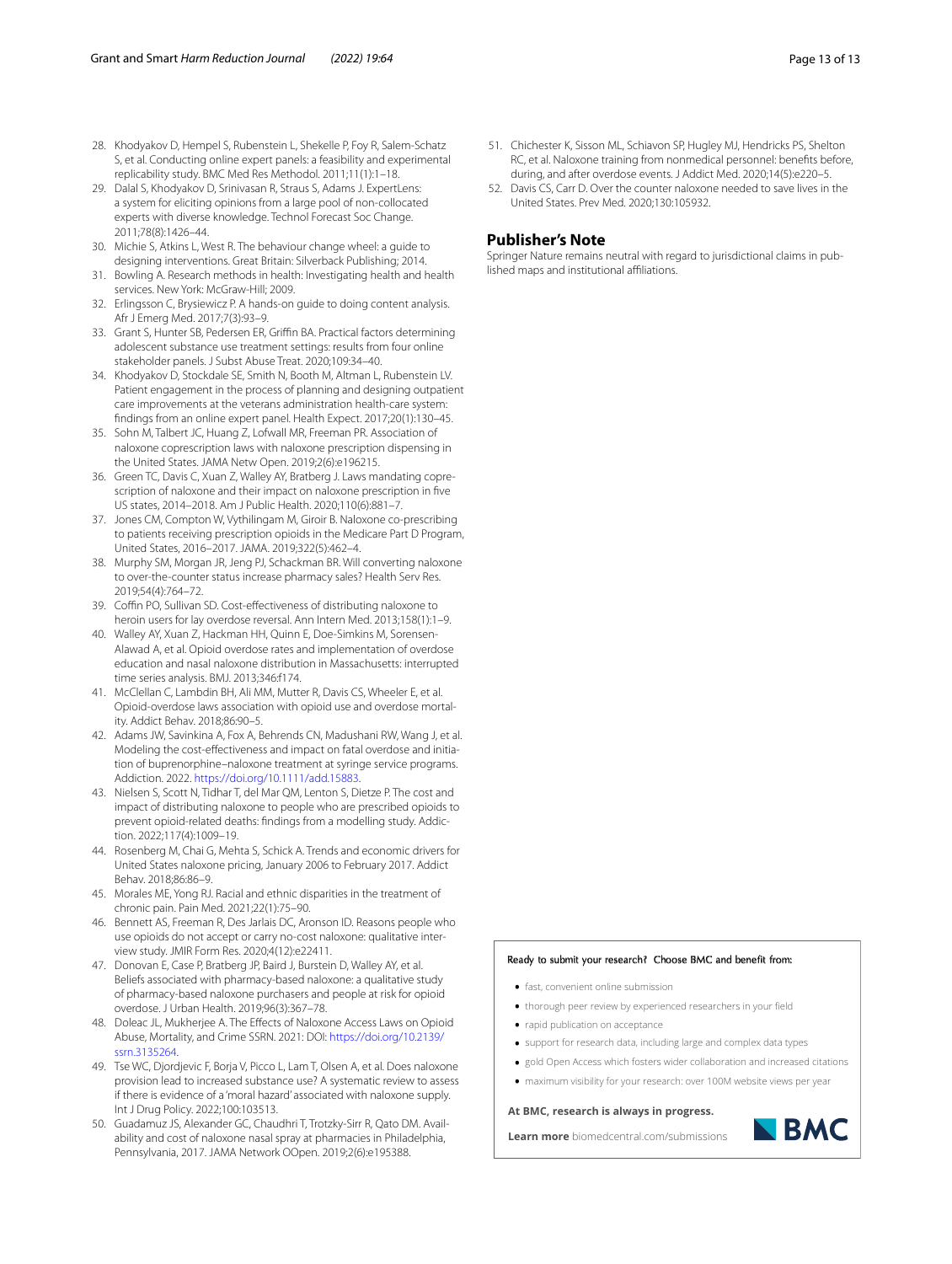28. Khodyakov D, Hempel S, Rubenstein L, Shekelle P, Foy R, Salem-Schatz S, et al. Conducting online expert panels: a feasibility and experimental replicability study. BMC Med Res Methodol. 2011;11(1):1–18.
29. Dalal S, Khodyakov D, Srinivasan R, Straus S, Adams J. ExpertLens: a system for eliciting opinions from a large pool of non-collocated experts with diverse knowledge. Technol Forecast Soc Change. 2011;78(8):1426–44.
30. Michie S, Atkins L, West R. The behaviour change wheel: a guide to designing interventions. Great Britain: Silverback Publishing; 2014.
31. Bowling A. Research methods in health: Investigating health and health services. New York: McGraw-Hill; 2009.
32. Erlingsson C, Brysiewicz P. A hands-on guide to doing content analysis. Afr J Emerg Med. 2017;7(3):93–9.
33. Grant S, Hunter SB, Pedersen ER, Griffin BA. Practical factors determining adolescent substance use treatment settings: results from four online stakeholder panels. J Subst Abuse Treat. 2020;109:34–40.
34. Khodyakov D, Stockdale SE, Smith N, Booth M, Altman L, Rubenstein LV. Patient engagement in the process of planning and designing outpatient care improvements at the veterans administration health-care system: findings from an online expert panel. Health Expect. 2017;20(1):130–45.
35. Sohn M, Talbert JC, Huang Z, Lofwall MR, Freeman PR. Association of naloxone coprescription laws with naloxone prescription dispensing in the United States. JAMA Netw Open. 2019;2(6):e196215.
36. Green TC, Davis C, Xuan Z, Walley AY, Bratberg J. Laws mandating coprescription of naloxone and their impact on naloxone prescription in five US states, 2014–2018. Am J Public Health. 2020;110(6):881–7.
37. Jones CM, Compton W, Vythilingam M, Giroir B. Naloxone co-prescribing to patients receiving prescription opioids in the Medicare Part D Program, United States, 2016–2017. JAMA. 2019;322(5):462–4.
38. Murphy SM, Morgan JR, Jeng PJ, Schackman BR. Will converting naloxone to over-the-counter status increase pharmacy sales? Health Serv Res. 2019;54(4):764–72.
39. Coffin PO, Sullivan SD. Cost-effectiveness of distributing naloxone to heroin users for lay overdose reversal. Ann Intern Med. 2013;158(1):1–9.
40. Walley AY, Xuan Z, Hackman HH, Quinn E, Doe-Simkins M, Sorensen-Alawad A, et al. Opioid overdose rates and implementation of overdose education and nasal naloxone distribution in Massachusetts: interrupted time series analysis. BMJ. 2013;346:f174.
41. McClellan C, Lambdin BH, Ali MM, Mutter R, Davis CS, Wheeler E, et al. Opioid-overdose laws association with opioid use and overdose mortality. Addict Behav. 2018;86:90–5.
42. Adams JW, Savinkina A, Fox A, Behrends CN, Madushani RW, Wang J, et al. Modeling the cost-effectiveness and impact on fatal overdose and initiation of buprenorphine–naloxone treatment at syringe service programs. Addiction. 2022. https://doi.org/10.1111/add.15883.
43. Nielsen S, Scott N, Tidhar T, del Mar QM, Lenton S, Dietze P. The cost and impact of distributing naloxone to people who are prescribed opioids to prevent opioid-related deaths: findings from a modelling study. Addiction. 2022;117(4):1009–19.
44. Rosenberg M, Chai G, Mehta S, Schick A. Trends and economic drivers for United States naloxone pricing, January 2006 to February 2017. Addict Behav. 2018;86:86–9.
45. Morales ME, Yong RJ. Racial and ethnic disparities in the treatment of chronic pain. Pain Med. 2021;22(1):75–90.
46. Bennett AS, Freeman R, Des Jarlais DC, Aronson ID. Reasons people who use opioids do not accept or carry no-cost naloxone: qualitative interview study. JMIR Form Res. 2020;4(12):e22411.
47. Donovan E, Case P, Bratberg JP, Baird J, Burstein D, Walley AY, et al. Beliefs associated with pharmacy-based naloxone: a qualitative study of pharmacy-based naloxone purchasers and people at risk for opioid overdose. J Urban Health. 2019;96(3):367–78.
48. Doleac JL, Mukherjee A. The Effects of Naloxone Access Laws on Opioid Abuse, Mortality, and Crime SSRN. 2021: DOI: https://doi.org/10.2139/ssrn.3135264.
49. Tse WC, Djordjevic F, Borja V, Picco L, Lam T, Olsen A, et al. Does naloxone provision lead to increased substance use? A systematic review to assess if there is evidence of a 'moral hazard' associated with naloxone supply. Int J Drug Policy. 2022;100:103513.
50. Guadamuz JS, Alexander GC, Chaudhri T, Trotzky-Sirr R, Qato DM. Availability and cost of naloxone nasal spray at pharmacies in Philadelphia, Pennsylvania, 2017. JAMA Network OOpen. 2019;2(6):e195388.
51. Chichester K, Sisson ML, Schiavon SP, Hugley MJ, Hendricks PS, Shelton RC, et al. Naloxone training from nonmedical personnel: benefits before, during, and after overdose events. J Addict Med. 2020;14(5):e220–5.
52. Davis CS, Carr D. Over the counter naloxone needed to save lives in the United States. Prev Med. 2020;130:105932.

## Publisher's Note

Springer Nature remains neutral with regard to jurisdictional claims in published maps and institutional affiliations.

Ready to submit your research? Choose BMC and benefit from:

- fast, convenient online submission
- thorough peer review by experienced researchers in your field
- rapid publication on acceptance
- support for research data, including large and complex data types
- gold Open Access which fosters wider collaboration and increased citations
- maximum visibility for your research: over 100M website views per year

**At BMC, research is always in progress.**

**Learn more** biomedcentral.com/submissions

BMC